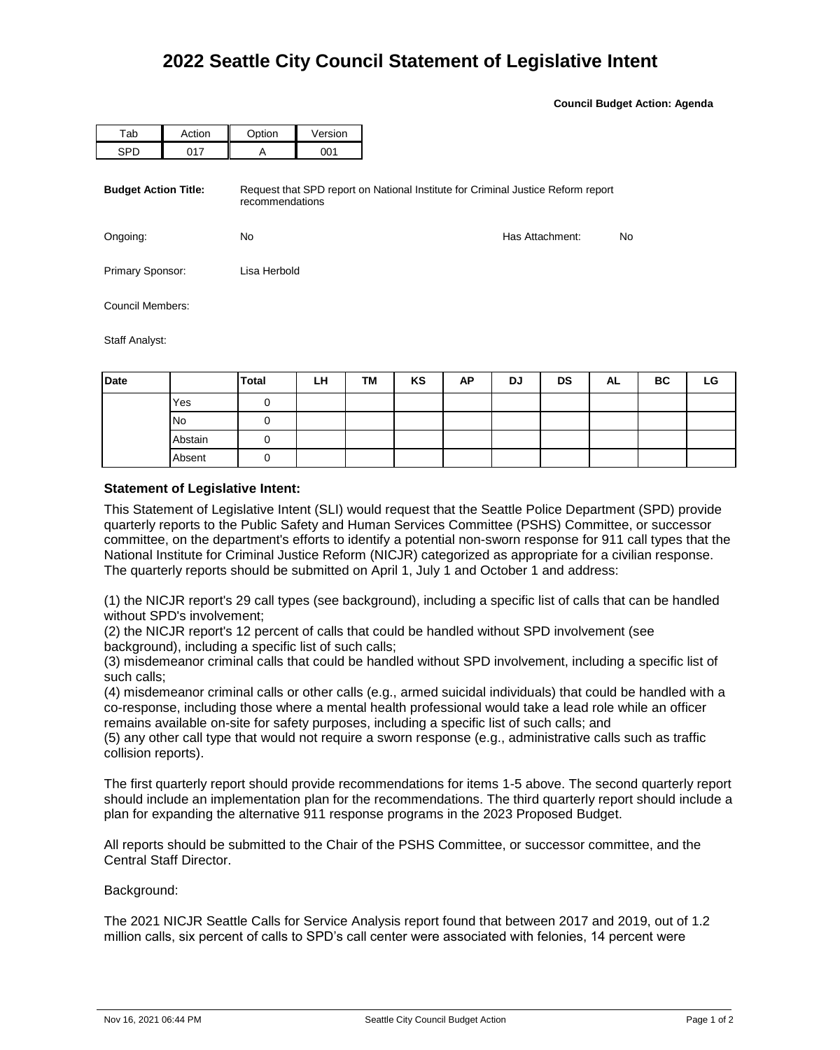# 2022 Seattle City Council Statement of Legislative Intent

**Council Budget Action: Agenda**

| Tab | Action | Option | Version |
|---|---|---|---|
| SPD | 017 | A | 001 |

**Budget Action Title:** Request that SPD report on National Institute for Criminal Justice Reform report recommendations

Ongoing: No

Has Attachment: No

Primary Sponsor: Lisa Herbold

Council Members:

Staff Analyst:

| Date | | Total | LH | TM | KS | AP | DJ | DS | AL | BC | LG |
|---|---|---|---|---|---|---|---|---|---|---|---|
| | Yes | 0 | | | | | | | | | |
| | No | 0 | | | | | | | | | |
| | Abstain | 0 | | | | | | | | | |
| | Absent | 0 | | | | | | | | | |

**Statement of Legislative Intent:**

This Statement of Legislative Intent (SLI) would request that the Seattle Police Department (SPD) provide quarterly reports to the Public Safety and Human Services Committee (PSHS) Committee, or successor committee, on the department's efforts to identify a potential non-sworn response for 911 call types that the National Institute for Criminal Justice Reform (NICJR) categorized as appropriate for a civilian response. The quarterly reports should be submitted on April 1, July 1 and October 1 and address:

(1) the NICJR report's 29 call types (see background), including a specific list of calls that can be handled without SPD's involvement;
(2) the NICJR report's 12 percent of calls that could be handled without SPD involvement (see background), including a specific list of such calls;
(3) misdemeanor criminal calls that could be handled without SPD involvement, including a specific list of such calls;
(4) misdemeanor criminal calls or other calls (e.g., armed suicidal individuals) that could be handled with a co-response, including those where a mental health professional would take a lead role while an officer remains available on-site for safety purposes, including a specific list of such calls; and
(5) any other call type that would not require a sworn response (e.g., administrative calls such as traffic collision reports).

The first quarterly report should provide recommendations for items 1-5 above. The second quarterly report should include an implementation plan for the recommendations. The third quarterly report should include a plan for expanding the alternative 911 response programs in the 2023 Proposed Budget.

All reports should be submitted to the Chair of the PSHS Committee, or successor committee, and the Central Staff Director.

Background:

The 2021 NICJR Seattle Calls for Service Analysis report found that between 2017 and 2019, out of 1.2 million calls, six percent of calls to SPD's call center were associated with felonies, 14 percent were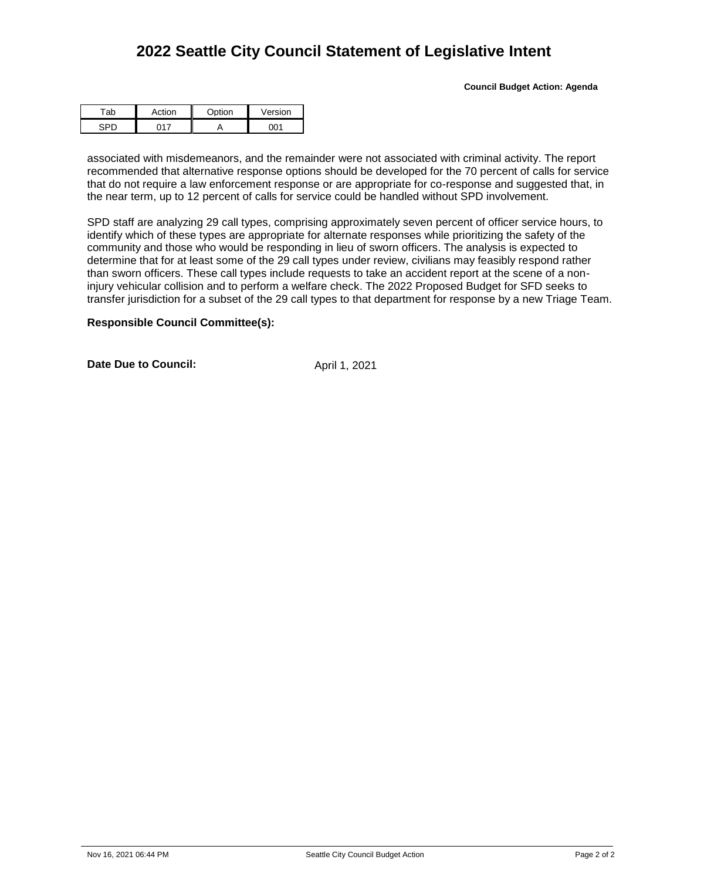# 2022 Seattle City Council Statement of Legislative Intent

**Council Budget Action: Agenda**

| Tab | Action | Option | Version |
| --- | --- | --- | --- |
| SPD | 017 | A | 001 |

associated with misdemeanors, and the remainder were not associated with criminal activity. The report recommended that alternative response options should be developed for the 70 percent of calls for service that do not require a law enforcement response or are appropriate for co-response and suggested that, in the near term, up to 12 percent of calls for service could be handled without SPD involvement.

SPD staff are analyzing 29 call types, comprising approximately seven percent of officer service hours, to identify which of these types are appropriate for alternate responses while prioritizing the safety of the community and those who would be responding in lieu of sworn officers. The analysis is expected to determine that for at least some of the 29 call types under review, civilians may feasibly respond rather than sworn officers. These call types include requests to take an accident report at the scene of a non-injury vehicular collision and to perform a welfare check. The 2022 Proposed Budget for SFD seeks to transfer jurisdiction for a subset of the 29 call types to that department for response by a new Triage Team.

**Responsible Council Committee(s):**

**Date Due to Council:** April 1, 2021